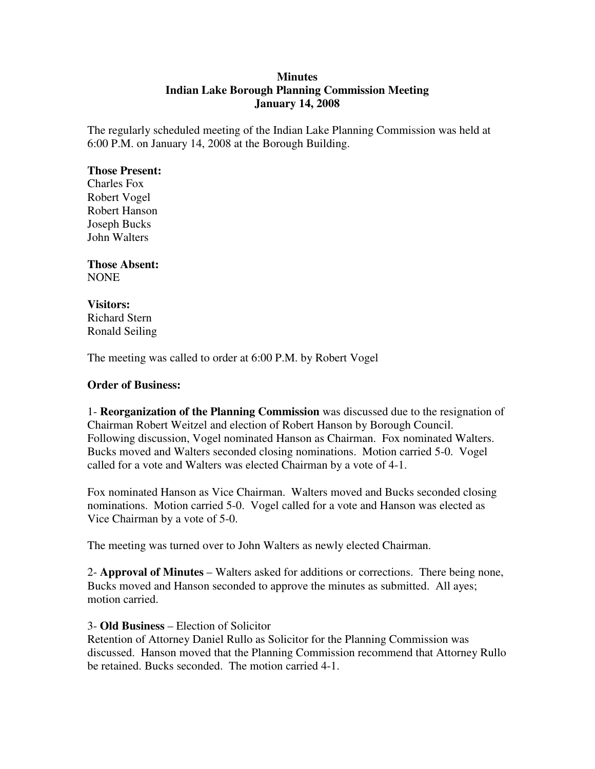# Minutes
## Indian Lake Borough Planning Commission Meeting
## January 14, 2008

The regularly scheduled meeting of the Indian Lake Planning Commission was held at 6:00 P.M. on January 14, 2008 at the Borough Building.

**Those Present:**
Charles Fox
Robert Vogel
Robert Hanson
Joseph Bucks
John Walters

**Those Absent:**
NONE

**Visitors:**
Richard Stern
Ronald Seiling

The meeting was called to order at 6:00 P.M. by Robert Vogel

**Order of Business:**

1- **Reorganization of the Planning Commission** was discussed due to the resignation of Chairman Robert Weitzel and election of Robert Hanson by Borough Council. Following discussion, Vogel nominated Hanson as Chairman. Fox nominated Walters. Bucks moved and Walters seconded closing nominations. Motion carried 5-0. Vogel called for a vote and Walters was elected Chairman by a vote of 4-1.

Fox nominated Hanson as Vice Chairman. Walters moved and Bucks seconded closing nominations. Motion carried 5-0. Vogel called for a vote and Hanson was elected as Vice Chairman by a vote of 5-0.

The meeting was turned over to John Walters as newly elected Chairman.

2- **Approval of Minutes** – Walters asked for additions or corrections. There being none, Bucks moved and Hanson seconded to approve the minutes as submitted. All ayes; motion carried.

3- **Old Business** – Election of Solicitor
Retention of Attorney Daniel Rullo as Solicitor for the Planning Commission was discussed. Hanson moved that the Planning Commission recommend that Attorney Rullo be retained. Bucks seconded. The motion carried 4-1.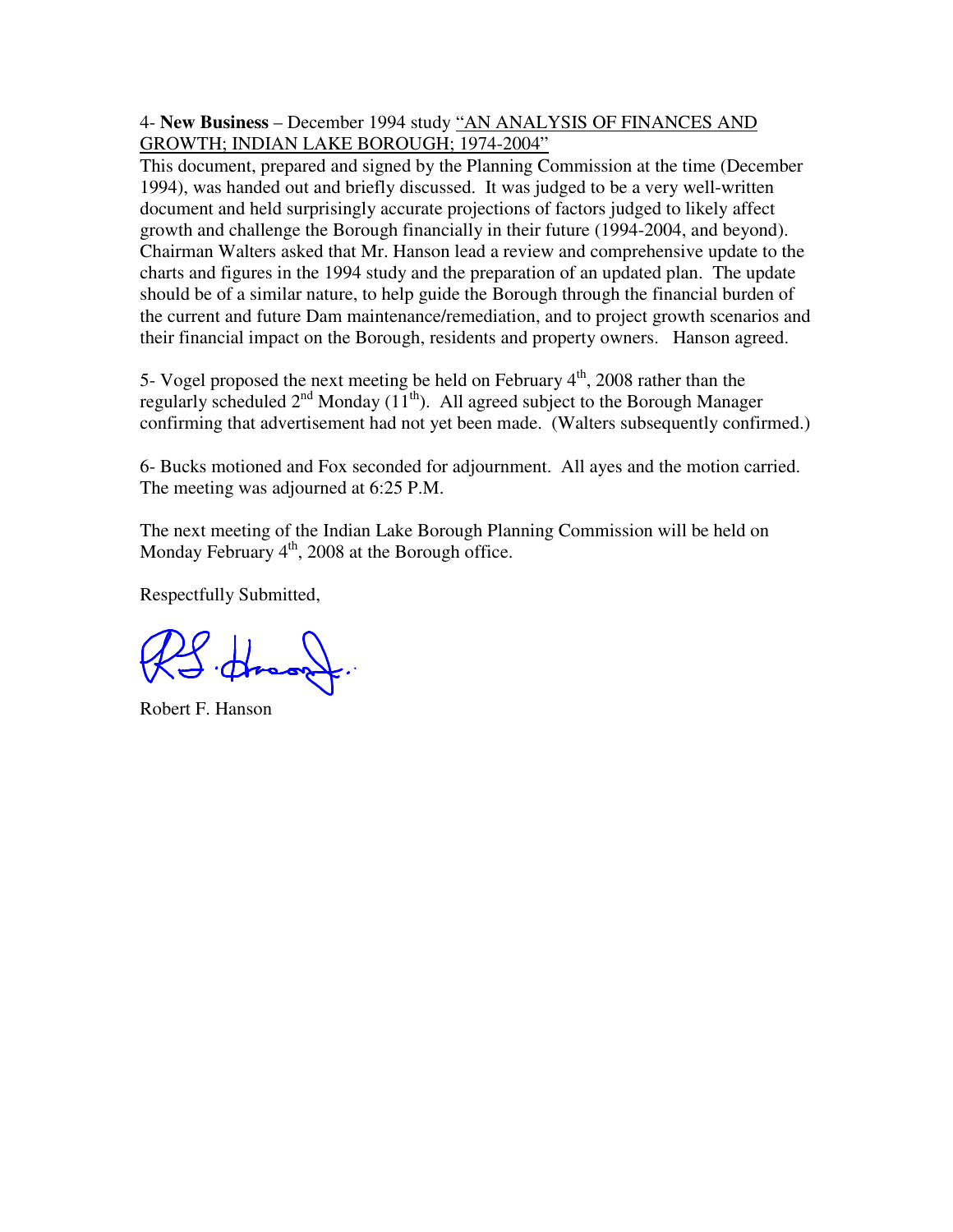4- **New Business** – December 1994 study <u>"AN ANALYSIS OF FINANCES AND GROWTH; INDIAN LAKE BOROUGH; 1974-2004"</u>

This document, prepared and signed by the Planning Commission at the time (December 1994), was handed out and briefly discussed. It was judged to be a very well-written document and held surprisingly accurate projections of factors judged to likely affect growth and challenge the Borough financially in their future (1994-2004, and beyond). Chairman Walters asked that Mr. Hanson lead a review and comprehensive update to the charts and figures in the 1994 study and the preparation of an updated plan. The update should be of a similar nature, to help guide the Borough through the financial burden of the current and future Dam maintenance/remediation, and to project growth scenarios and their financial impact on the Borough, residents and property owners. Hanson agreed.

5- Vogel proposed the next meeting be held on February 4th, 2008 rather than the regularly scheduled 2nd Monday (11th). All agreed subject to the Borough Manager confirming that advertisement had not yet been made. (Walters subsequently confirmed.)

6- Bucks motioned and Fox seconded for adjournment. All ayes and the motion carried. The meeting was adjourned at 6:25 P.M.

The next meeting of the Indian Lake Borough Planning Commission will be held on Monday February 4th, 2008 at the Borough office.

Respectfully Submitted,

Robert F. Hanson